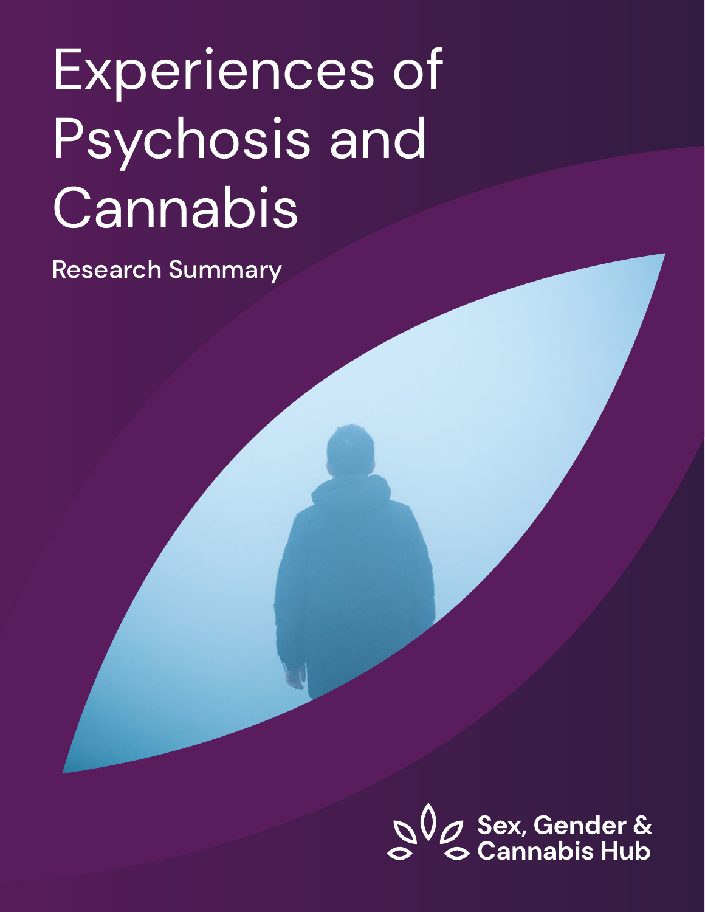# Experiences of Psychosis and Cannabis

Research Summary

Sex, Gender & Cannabis Hub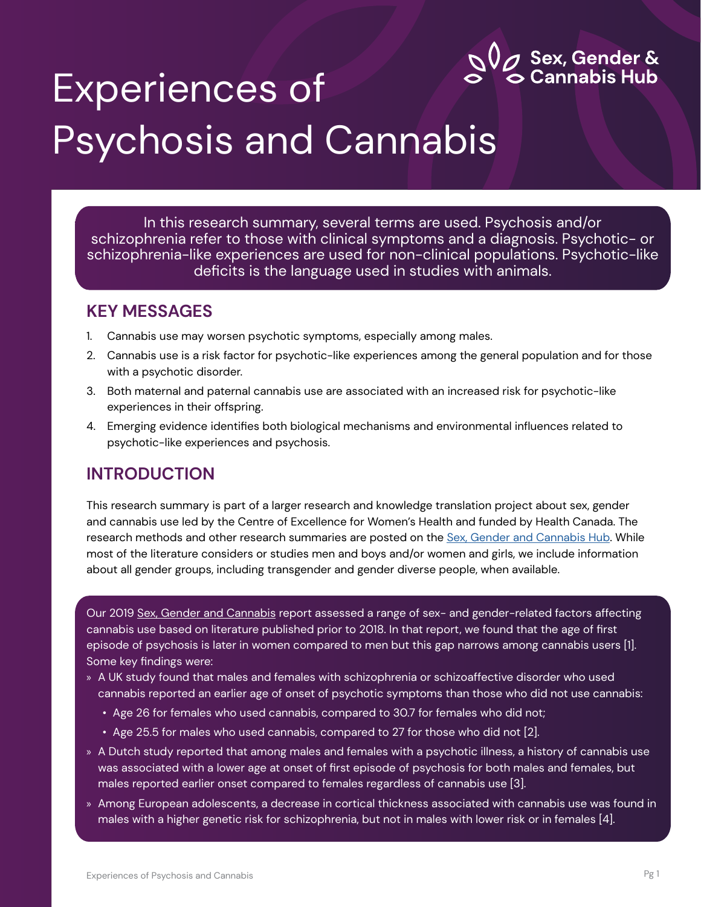# Experiences of Psychosis and Cannabis

Sex, Gender & Cannabis Hub

In this research summary, several terms are used. Psychosis and/or schizophrenia refer to those with clinical symptoms and a diagnosis. Psychotic- or schizophrenia-like experiences are used for non-clinical populations. Psychotic-like deficits is the language used in studies with animals.

## KEY MESSAGES

1. Cannabis use may worsen psychotic symptoms, especially among males.
2. Cannabis use is a risk factor for psychotic-like experiences among the general population and for those with a psychotic disorder.
3. Both maternal and paternal cannabis use are associated with an increased risk for psychotic-like experiences in their offspring.
4. Emerging evidence identifies both biological mechanisms and environmental influences related to psychotic-like experiences and psychosis.

## INTRODUCTION

This research summary is part of a larger research and knowledge translation project about sex, gender and cannabis use led by the Centre of Excellence for Women's Health and funded by Health Canada. The research methods and other research summaries are posted on the Sex, Gender and Cannabis Hub. While most of the literature considers or studies men and boys and/or women and girls, we include information about all gender groups, including transgender and gender diverse people, when available.

Our 2019 Sex, Gender and Cannabis report assessed a range of sex- and gender-related factors affecting cannabis use based on literature published prior to 2018. In that report, we found that the age of first episode of psychosis is later in women compared to men but this gap narrows among cannabis users [1]. Some key findings were:

- A UK study found that males and females with schizophrenia or schizoaffective disorder who used cannabis reported an earlier age of onset of psychotic symptoms than those who did not use cannabis:
  - Age 26 for females who used cannabis, compared to 30.7 for females who did not;
  - Age 25.5 for males who used cannabis, compared to 27 for those who did not [2].
- A Dutch study reported that among males and females with a psychotic illness, a history of cannabis use was associated with a lower age at onset of first episode of psychosis for both males and females, but males reported earlier onset compared to females regardless of cannabis use [3].
- Among European adolescents, a decrease in cortical thickness associated with cannabis use was found in males with a higher genetic risk for schizophrenia, but not in males with lower risk or in females [4].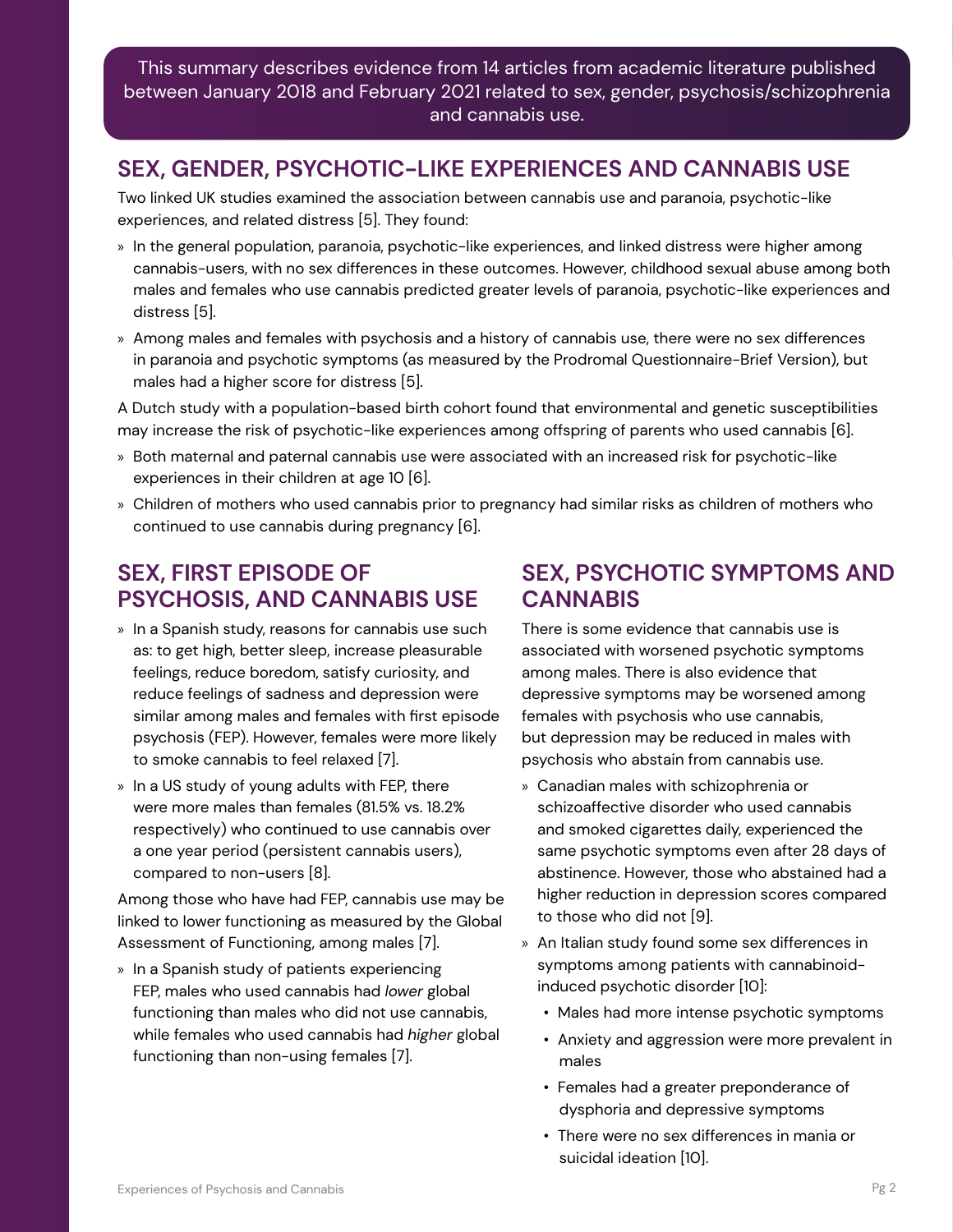This summary describes evidence from 14 articles from academic literature published between January 2018 and February 2021 related to sex, gender, psychosis/schizophrenia and cannabis use.

## SEX, GENDER, PSYCHOTIC-LIKE EXPERIENCES AND CANNABIS USE

Two linked UK studies examined the association between cannabis use and paranoia, psychotic-like experiences, and related distress [5]. They found:

- In the general population, paranoia, psychotic-like experiences, and linked distress were higher among cannabis-users, with no sex differences in these outcomes. However, childhood sexual abuse among both males and females who use cannabis predicted greater levels of paranoia, psychotic-like experiences and distress [5].
- Among males and females with psychosis and a history of cannabis use, there were no sex differences in paranoia and psychotic symptoms (as measured by the Prodromal Questionnaire-Brief Version), but males had a higher score for distress [5].

A Dutch study with a population-based birth cohort found that environmental and genetic susceptibilities may increase the risk of psychotic-like experiences among offspring of parents who used cannabis [6].

- Both maternal and paternal cannabis use were associated with an increased risk for psychotic-like experiences in their children at age 10 [6].
- Children of mothers who used cannabis prior to pregnancy had similar risks as children of mothers who continued to use cannabis during pregnancy [6].

## SEX, FIRST EPISODE OF PSYCHOSIS, AND CANNABIS USE

- In a Spanish study, reasons for cannabis use such as: to get high, better sleep, increase pleasurable feelings, reduce boredom, satisfy curiosity, and reduce feelings of sadness and depression were similar among males and females with first episode psychosis (FEP). However, females were more likely to smoke cannabis to feel relaxed [7].
- In a US study of young adults with FEP, there were more males than females (81.5% vs. 18.2% respectively) who continued to use cannabis over a one year period (persistent cannabis users), compared to non-users [8].

Among those who have had FEP, cannabis use may be linked to lower functioning as measured by the Global Assessment of Functioning, among males [7].

- In a Spanish study of patients experiencing FEP, males who used cannabis had *lower* global functioning than males who did not use cannabis, while females who used cannabis had *higher* global functioning than non-using females [7].

## SEX, PSYCHOTIC SYMPTOMS AND CANNABIS

There is some evidence that cannabis use is associated with worsened psychotic symptoms among males. There is also evidence that depressive symptoms may be worsened among females with psychosis who use cannabis, but depression may be reduced in males with psychosis who abstain from cannabis use.

- Canadian males with schizophrenia or schizoaffective disorder who used cannabis and smoked cigarettes daily, experienced the same psychotic symptoms even after 28 days of abstinence. However, those who abstained had a higher reduction in depression scores compared to those who did not [9].
- An Italian study found some sex differences in symptoms among patients with cannabinoid-induced psychotic disorder [10]:
  - Males had more intense psychotic symptoms
  - Anxiety and aggression were more prevalent in males
  - Females had a greater preponderance of dysphoria and depressive symptoms
  - There were no sex differences in mania or suicidal ideation [10].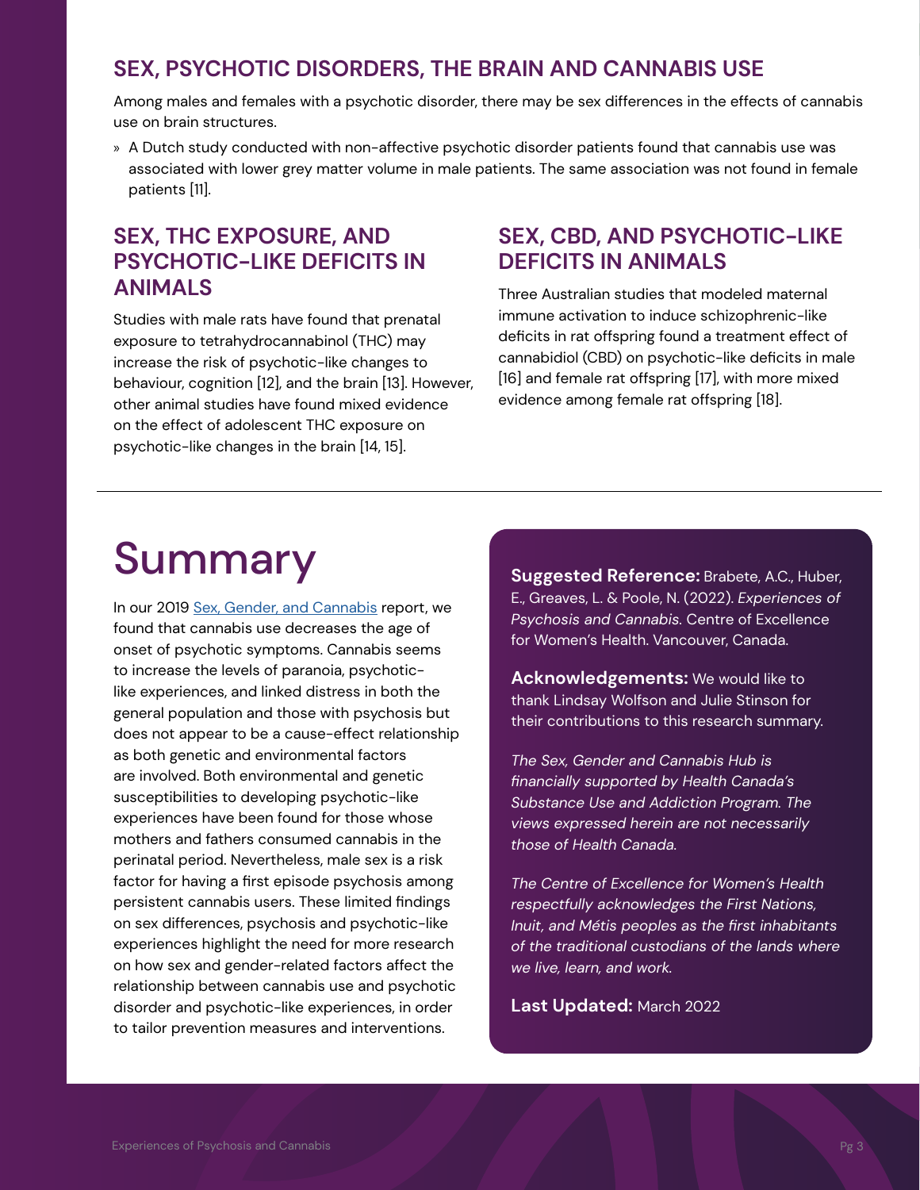## SEX, PSYCHOTIC DISORDERS, THE BRAIN AND CANNABIS USE

Among males and females with a psychotic disorder, there may be sex differences in the effects of cannabis use on brain structures.

- A Dutch study conducted with non-affective psychotic disorder patients found that cannabis use was associated with lower grey matter volume in male patients. The same association was not found in female patients [11].

## SEX, THC EXPOSURE, AND PSYCHOTIC-LIKE DEFICITS IN ANIMALS

Studies with male rats have found that prenatal exposure to tetrahydrocannabinol (THC) may increase the risk of psychotic-like changes to behaviour, cognition [12], and the brain [13]. However, other animal studies have found mixed evidence on the effect of adolescent THC exposure on psychotic-like changes in the brain [14, 15].

## SEX, CBD, AND PSYCHOTIC-LIKE DEFICITS IN ANIMALS

Three Australian studies that modeled maternal immune activation to induce schizophrenic-like deficits in rat offspring found a treatment effect of cannabidiol (CBD) on psychotic-like deficits in male [16] and female rat offspring [17], with more mixed evidence among female rat offspring [18].

# Summary

In our 2019 Sex, Gender, and Cannabis report, we found that cannabis use decreases the age of onset of psychotic symptoms. Cannabis seems to increase the levels of paranoia, psychotic-like experiences, and linked distress in both the general population and those with psychosis but does not appear to be a cause-effect relationship as both genetic and environmental factors are involved. Both environmental and genetic susceptibilities to developing psychotic-like experiences have been found for those whose mothers and fathers consumed cannabis in the perinatal period. Nevertheless, male sex is a risk factor for having a first episode psychosis among persistent cannabis users. These limited findings on sex differences, psychosis and psychotic-like experiences highlight the need for more research on how sex and gender-related factors affect the relationship between cannabis use and psychotic disorder and psychotic-like experiences, in order to tailor prevention measures and interventions.

**Suggested Reference:** Brabete, A.C., Huber, E., Greaves, L. & Poole, N. (2022). *Experiences of Psychosis and Cannabis.* Centre of Excellence for Women's Health. Vancouver, Canada.

**Acknowledgements:** We would like to thank Lindsay Wolfson and Julie Stinson for their contributions to this research summary.

*The Sex, Gender and Cannabis Hub is financially supported by Health Canada's Substance Use and Addiction Program. The views expressed herein are not necessarily those of Health Canada.*

*The Centre of Excellence for Women's Health respectfully acknowledges the First Nations, Inuit, and Métis peoples as the first inhabitants of the traditional custodians of the lands where we live, learn, and work.*

**Last Updated:** March 2022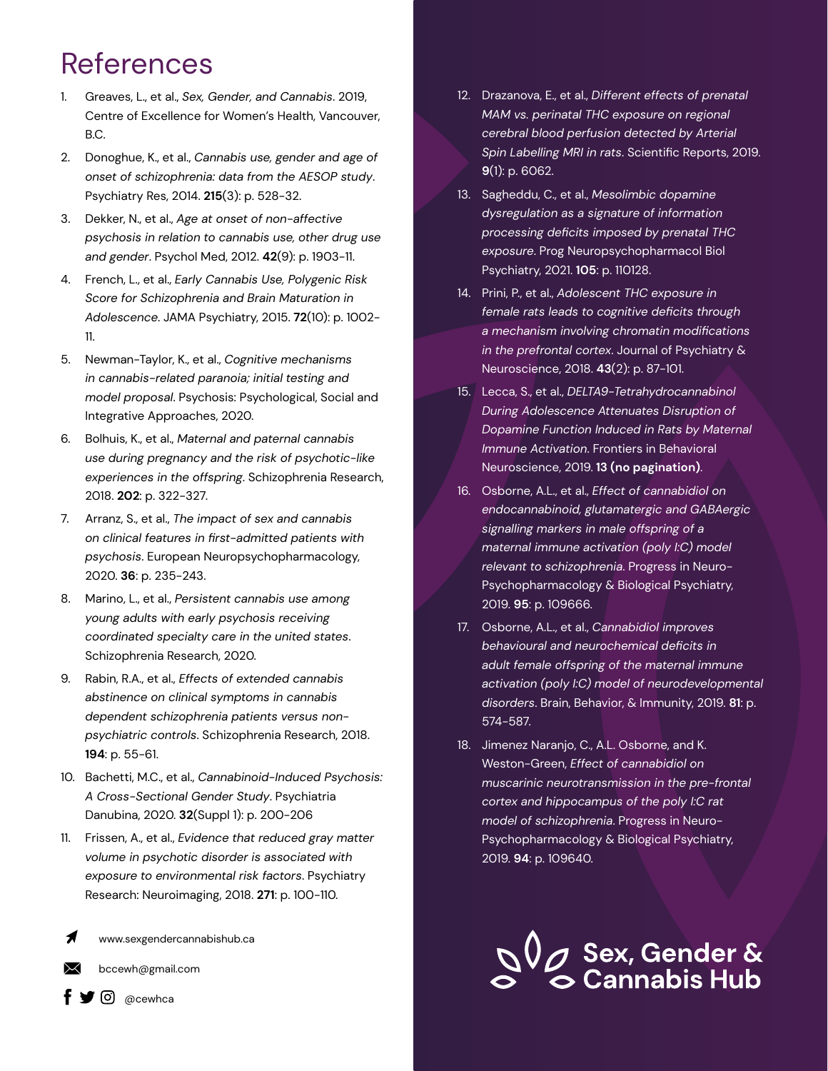# References

1. Greaves, L., et al., *Sex, Gender, and Cannabis*. 2019, Centre of Excellence for Women's Health, Vancouver, B.C.
2. Donoghue, K., et al., *Cannabis use, gender and age of onset of schizophrenia: data from the AESOP study*. Psychiatry Res, 2014. **215**(3): p. 528-32.
3. Dekker, N., et al., *Age at onset of non-affective psychosis in relation to cannabis use, other drug use and gender*. Psychol Med, 2012. **42**(9): p. 1903-11.
4. French, L., et al., *Early Cannabis Use, Polygenic Risk Score for Schizophrenia and Brain Maturation in Adolescence*. JAMA Psychiatry, 2015. **72**(10): p. 1002-11.
5. Newman-Taylor, K., et al., *Cognitive mechanisms in cannabis-related paranoia; initial testing and model proposal*. Psychosis: Psychological, Social and Integrative Approaches, 2020.
6. Bolhuis, K., et al., *Maternal and paternal cannabis use during pregnancy and the risk of psychotic-like experiences in the offspring*. Schizophrenia Research, 2018. **202**: p. 322-327.
7. Arranz, S., et al., *The impact of sex and cannabis on clinical features in first-admitted patients with psychosis*. European Neuropsychopharmacology, 2020. **36**: p. 235-243.
8. Marino, L., et al., *Persistent cannabis use among young adults with early psychosis receiving coordinated specialty care in the united states*. Schizophrenia Research, 2020.
9. Rabin, R.A., et al., *Effects of extended cannabis abstinence on clinical symptoms in cannabis dependent schizophrenia patients versus non-psychiatric controls*. Schizophrenia Research, 2018. **194**: p. 55-61.
10. Bachetti, M.C., et al., *Cannabinoid-Induced Psychosis: A Cross-Sectional Gender Study*. Psychiatria Danubina, 2020. **32**(Suppl 1): p. 200-206
11. Frissen, A., et al., *Evidence that reduced gray matter volume in psychotic disorder is associated with exposure to environmental risk factors*. Psychiatry Research: Neuroimaging, 2018. **271**: p. 100-110.
12. Drazanova, E., et al., *Different effects of prenatal MAM vs. perinatal THC exposure on regional cerebral blood perfusion detected by Arterial Spin Labelling MRI in rats*. Scientific Reports, 2019. **9**(1): p. 6062.
13. Sagheddu, C., et al., *Mesolimbic dopamine dysregulation as a signature of information processing deficits imposed by prenatal THC exposure*. Prog Neuropsychopharmacol Biol Psychiatry, 2021. **105**: p. 110128.
14. Prini, P., et al., *Adolescent THC exposure in female rats leads to cognitive deficits through a mechanism involving chromatin modifications in the prefrontal cortex*. Journal of Psychiatry & Neuroscience, 2018. **43**(2): p. 87-101.
15. Lecca, S., et al., *DELTA9-Tetrahydrocannabinol During Adolescence Attenuates Disruption of Dopamine Function Induced in Rats by Maternal Immune Activation*. Frontiers in Behavioral Neuroscience, 2019. **13 (no pagination)**.
16. Osborne, A.L., et al., *Effect of cannabidiol on endocannabinoid, glutamatergic and GABAergic signalling markers in male offspring of a maternal immune activation (poly I:C) model relevant to schizophrenia*. Progress in Neuro-Psychopharmacology & Biological Psychiatry, 2019. **95**: p. 109666.
17. Osborne, A.L., et al., *Cannabidiol improves behavioural and neurochemical deficits in adult female offspring of the maternal immune activation (poly I:C) model of neurodevelopmental disorders*. Brain, Behavior, & Immunity, 2019. **81**: p. 574-587.
18. Jimenez Naranjo, C., A.L. Osborne, and K. Weston-Green, *Effect of cannabidiol on muscarinic neurotransmission in the pre-frontal cortex and hippocampus of the poly I:C rat model of schizophrenia*. Progress in Neuro-Psychopharmacology & Biological Psychiatry, 2019. **94**: p. 109640.

www.sexgendercannabishub.ca

bccewh@gmail.com

@cewhca

Sex, Gender & Cannabis Hub